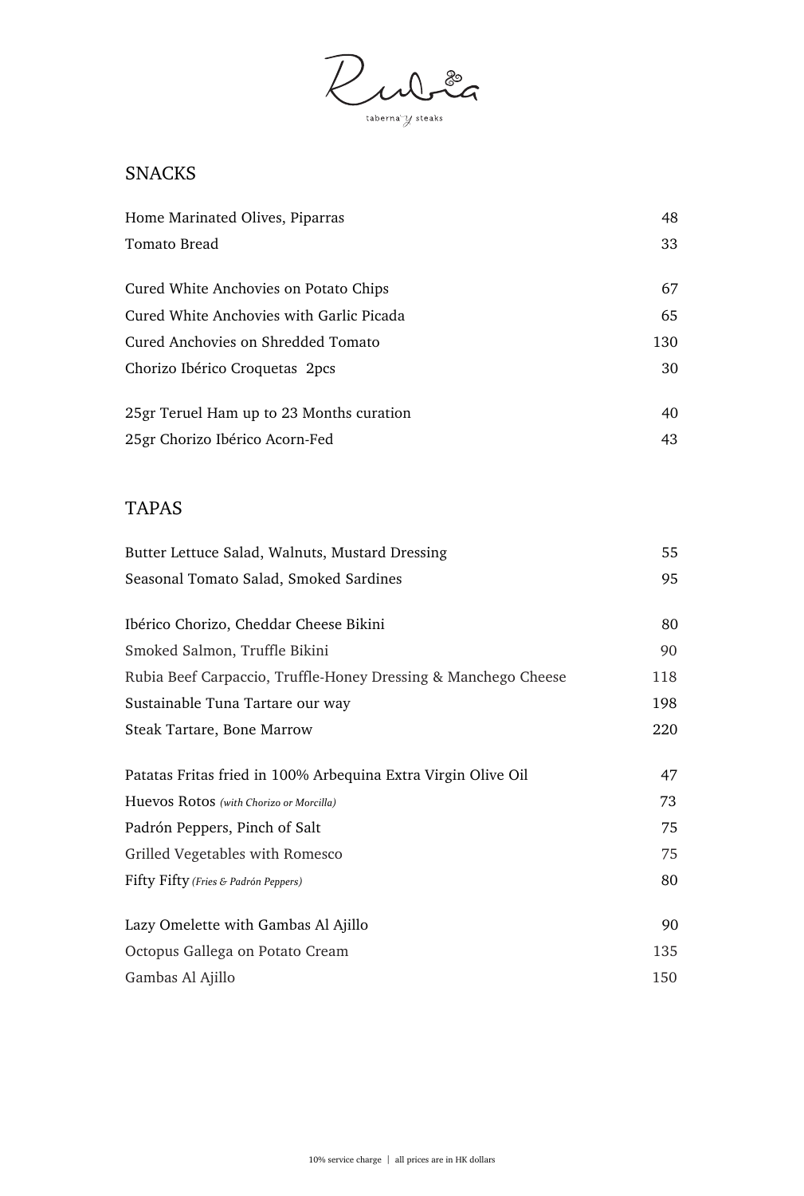# Rubia

taberna y steaks

## SNACKS

| Item | Price |
| --- | --- |
| Home Marinated Olives, Piparras | 48 |
| Tomato Bread | 33 |
| Cured White Anchovies on Potato Chips | 67 |
| Cured White Anchovies with Garlic Picada | 65 |
| Cured Anchovies on Shredded Tomato | 130 |
| Chorizo Ibérico Croquetas 2pcs | 30 |
| 25gr Teruel Ham up to 23 Months curation | 40 |
| 25gr Chorizo Ibérico Acorn-Fed | 43 |

## TAPAS

| Item | Price |
| --- | --- |
| Butter Lettuce Salad, Walnuts, Mustard Dressing | 55 |
| Seasonal Tomato Salad, Smoked Sardines | 95 |
| Ibérico Chorizo, Cheddar Cheese Bikini | 80 |
| Smoked Salmon, Truffle Bikini | 90 |
| Rubia Beef Carpaccio, Truffle-Honey Dressing & Manchego Cheese | 118 |
| Sustainable Tuna Tartare our way | 198 |
| Steak Tartare, Bone Marrow | 220 |
| Patatas Fritas fried in 100% Arbequina Extra Virgin Olive Oil | 47 |
| Huevos Rotos *(with Chorizo or Morcilla)* | 73 |
| Padrón Peppers, Pinch of Salt | 75 |
| Grilled Vegetables with Romesco | 75 |
| Fifty Fifty *(Fries & Padrón Peppers)* | 80 |
| Lazy Omelette with Gambas Al Ajillo | 90 |
| Octopus Gallega on Potato Cream | 135 |
| Gambas Al Ajillo | 150 |

10% service charge | all prices are in HK dollars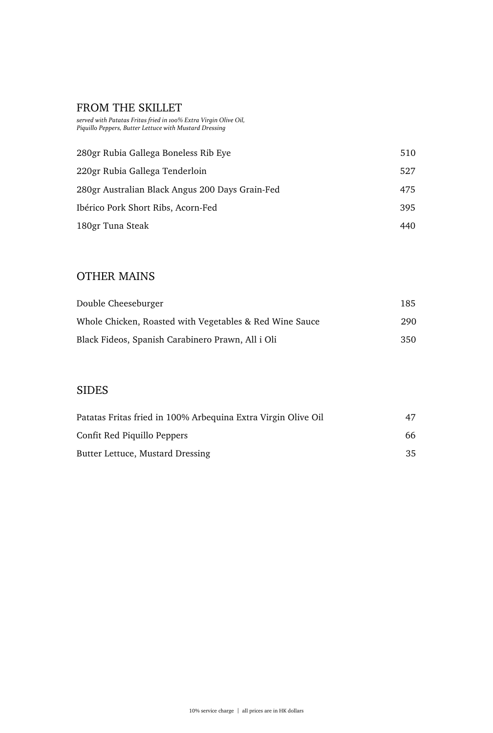## FROM THE SKILLET

*served with Patatas Fritas fried in 100% Extra Virgin Olive Oil,*
*Piquillo Peppers, Butter Lettuce with Mustard Dressing*

| | |
|---|---|
| 280gr Rubia Gallega Boneless Rib Eye | 510 |
| 220gr Rubia Gallega Tenderloin | 527 |
| 280gr Australian Black Angus 200 Days Grain-Fed | 475 |
| Ibérico Pork Short Ribs, Acorn-Fed | 395 |
| 180gr Tuna Steak | 440 |

## OTHER MAINS

| | |
|---|---|
| Double Cheeseburger | 185 |
| Whole Chicken, Roasted with Vegetables & Red Wine Sauce | 290 |
| Black Fideos, Spanish Carabinero Prawn, All i Oli | 350 |

## SIDES

| | |
|---|---|
| Patatas Fritas fried in 100% Arbequina Extra Virgin Olive Oil | 47 |
| Confit Red Piquillo Peppers | 66 |
| Butter Lettuce, Mustard Dressing | 35 |

10% service charge | all prices are in HK dollars